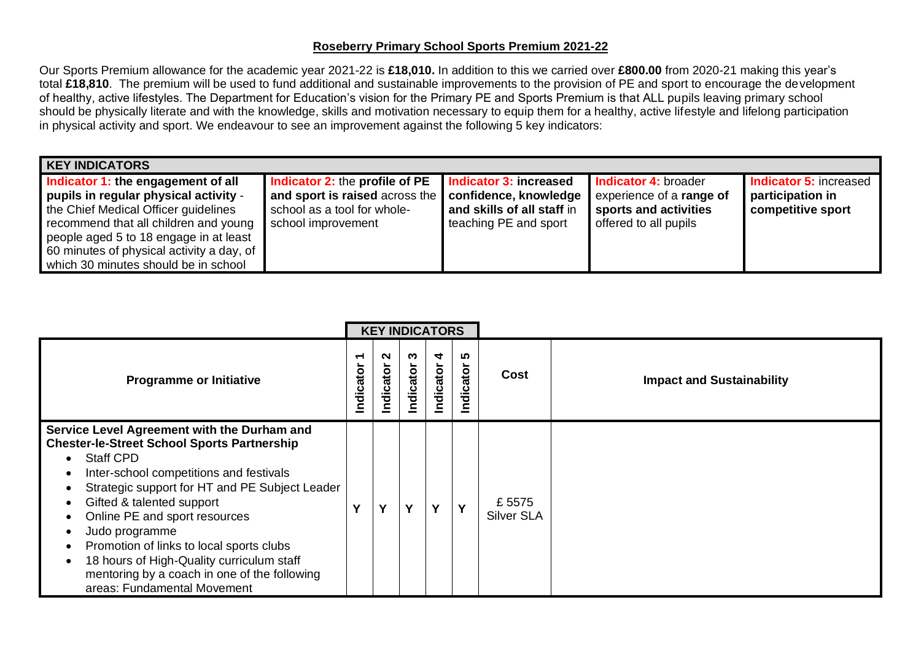# **Roseberry Primary School Sports Premium 2021-22**

Our Sports Premium allowance for the academic year 2021-22 is **£18,010.** In addition to this we carried over **£800.00** from 2020-21 making this year's total **£18,810**. The premium will be used to fund additional and sustainable improvements to the provision of PE and sport to encourage the development of healthy, active lifestyles. The Department for Education's vision for the Primary PE and Sports Premium is that ALL pupils leaving primary school should be physically literate and with the knowledge, skills and motivation necessary to equip them for a healthy, active lifestyle and lifelong participation in physical activity and sport. We endeavour to see an improvement against the following 5 key indicators:

| KEY INDICATORS | | | | |
|---|---|---|---|---|
| **Indicator 1: the engagement of all pupils in regular physical activity** - the Chief Medical Officer guidelines recommend that all children and young people aged 5 to 18 engage in at least 60 minutes of physical activity a day, of which 30 minutes should be in school | **Indicator 2:** the **profile of PE and sport is raised** across the school as a tool for whole-school improvement | **Indicator 3: increased confidence, knowledge and skills of all staff** in teaching PE and sport | **Indicator 4:** broader experience of a **range of sports and activities** offered to all pupils | **Indicator 5:** increased **participation in competitive sport** |

| Programme or Initiative | Indicator 1 | Indicator 2 | Indicator 3 | Indicator 4 | Indicator 5 | Cost | Impact and Sustainability |
|---|---|---|---|---|---|---|---|
| **Service Level Agreement with the Durham and Chester-le-Street School Sports Partnership**<br>• Staff CPD<br>• Inter-school competitions and festivals<br>• Strategic support for HT and PE Subject Leader<br>• Gifted & talented support<br>• Online PE and sport resources<br>• Judo programme<br>• Promotion of links to local sports clubs<br>• 18 hours of High-Quality curriculum staff mentoring by a coach in one of the following areas: Fundamental Movement | Y | Y | Y | Y | Y | £ 5575 Silver SLA | |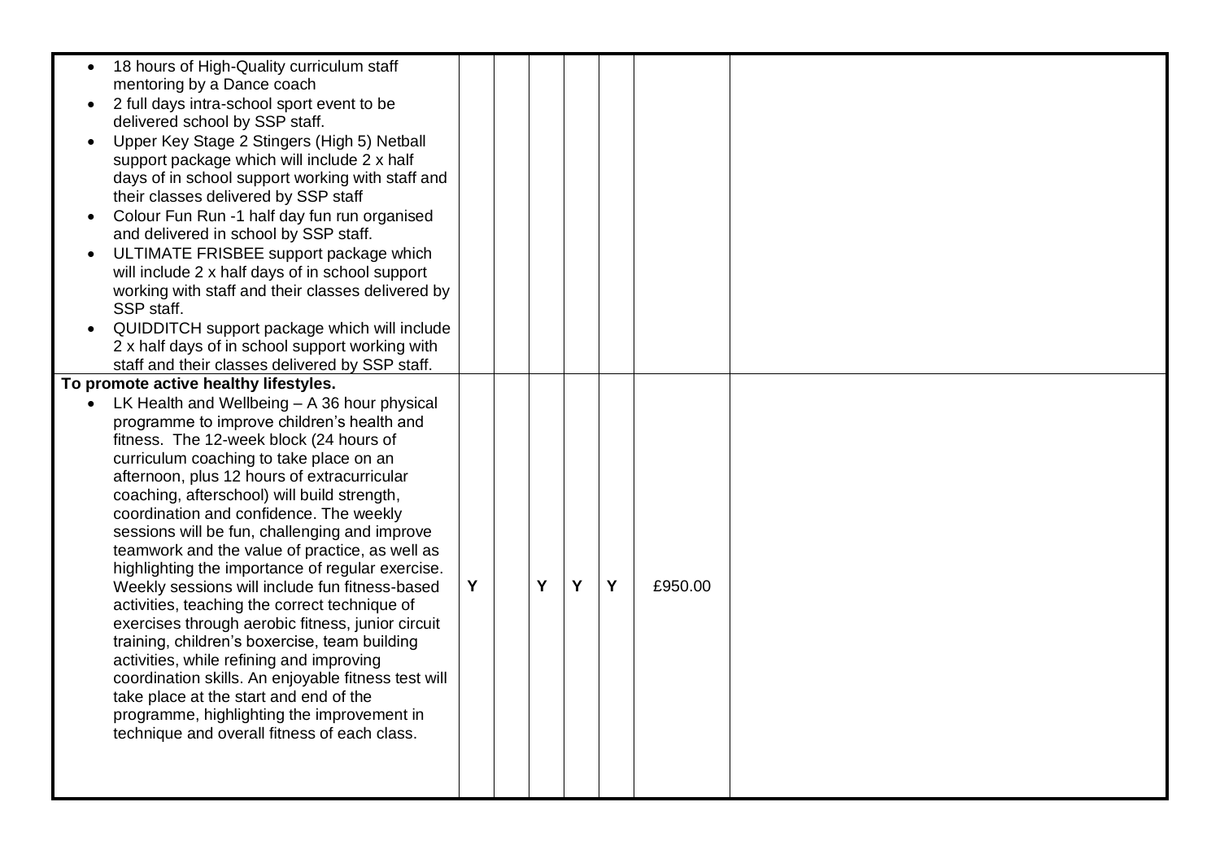| | | | | | | | |
|---|---|---|---|---|---|---|---|
| • 18 hours of High-Quality curriculum staff mentoring by a Dance coach<br>• 2 full days intra-school sport event to be delivered school by SSP staff.<br>• Upper Key Stage 2 Stingers (High 5) Netball support package which will include 2 x half days of in school support working with staff and their classes delivered by SSP staff<br>• Colour Fun Run -1 half day fun run organised and delivered in school by SSP staff.<br>• ULTIMATE FRISBEE support package which will include 2 x half days of in school support working with staff and their classes delivered by SSP staff.<br>• QUIDDITCH support package which will include 2 x half days of in school support working with staff and their classes delivered by SSP staff. | | | | | | | |
| **To promote active healthy lifestyles.**<br>• LK Health and Wellbeing – A 36 hour physical programme to improve children's health and fitness. The 12-week block (24 hours of curriculum coaching to take place on an afternoon, plus 12 hours of extracurricular coaching, afterschool) will build strength, coordination and confidence. The weekly sessions will be fun, challenging and improve teamwork and the value of practice, as well as highlighting the importance of regular exercise. Weekly sessions will include fun fitness-based activities, teaching the correct technique of exercises through aerobic fitness, junior circuit training, children's boxercise, team building activities, while refining and improving coordination skills. An enjoyable fitness test will take place at the start and end of the programme, highlighting the improvement in technique and overall fitness of each class. | Y | | Y | Y | Y | £950.00 | |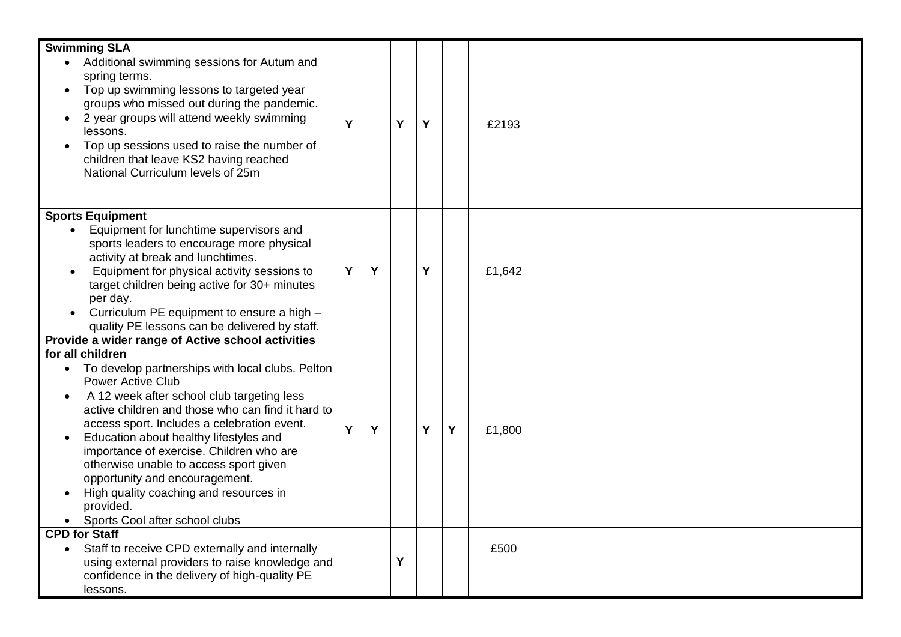| | | | | | | | |
|---|---|---|---|---|---|---|---|
| **Swimming SLA**<br>• Additional swimming sessions for Autum and spring terms.<br>• Top up swimming lessons to targeted year groups who missed out during the pandemic.<br>• 2 year groups will attend weekly swimming lessons.<br>• Top up sessions used to raise the number of children that leave KS2 having reached National Curriculum levels of 25m | Y | | Y | Y | | £2193 | |
| **Sports Equipment**<br>• Equipment for lunchtime supervisors and sports leaders to encourage more physical activity at break and lunchtimes.<br>• Equipment for physical activity sessions to target children being active for 30+ minutes per day.<br>• Curriculum PE equipment to ensure a high – quality PE lessons can be delivered by staff. | Y | Y | | Y | | £1,642 | |
| **Provide a wider range of Active school activities for all children**<br>• To develop partnerships with local clubs. Pelton Power Active Club<br>• A 12 week after school club targeting less active children and those who can find it hard to access sport. Includes a celebration event.<br>• Education about healthy lifestyles and importance of exercise. Children who are otherwise unable to access sport given opportunity and encouragement.<br>• High quality coaching and resources in provided.<br>• Sports Cool after school clubs | Y | Y | | Y | Y | £1,800 | |
| **CPD for Staff**<br>• Staff to receive CPD externally and internally using external providers to raise knowledge and confidence in the delivery of high-quality PE lessons. | | | Y | | | £500 | |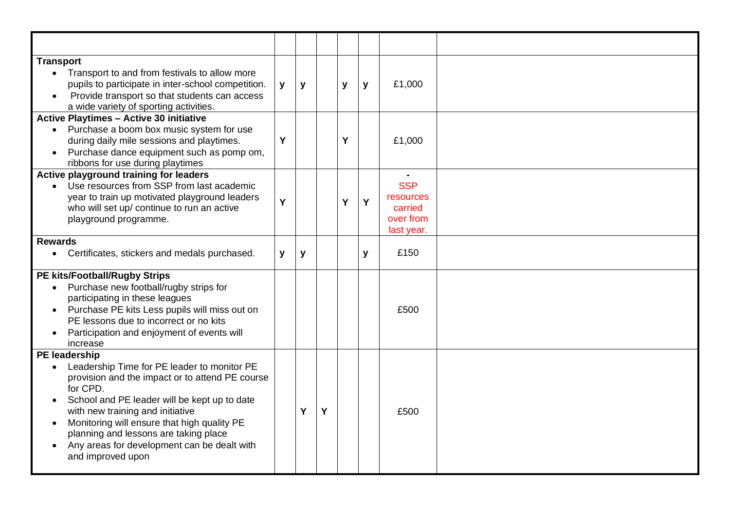| | | | | | | | |
|---|---|---|---|---|---|---|---|
| **Transport**<br>• Transport to and from festivals to allow more pupils to participate in inter-school competition.<br>• Provide transport so that students can access a wide variety of sporting activities. | y | y | | y | y | £1,000 | |
| **Active Playtimes – Active 30 initiative**<br>• Purchase a boom box music system for use during daily mile sessions and playtimes.<br>• Purchase dance equipment such as pomp om, ribbons for use during playtimes | Y | | | Y | | £1,000 | |
| **Active playground training for leaders**<br>• Use resources from SSP from last academic year to train up motivated playground leaders who will set up/ continue to run an active playground programme. | Y | | | Y | Y | -<br>SSP resources carried over from last year. | |
| **Rewards**<br>• Certificates, stickers and medals purchased. | y | y | | | y | £150 | |
| **PE kits/Football/Rugby Strips**<br>• Purchase new football/rugby strips for participating in these leagues<br>• Purchase PE kits Less pupils will miss out on PE lessons due to incorrect or no kits<br>• Participation and enjoyment of events will increase | | | | | | £500 | |
| **PE leadership**<br>• Leadership Time for PE leader to monitor PE provision and the impact or to attend PE course for CPD.<br>• School and PE leader will be kept up to date with new training and initiative<br>• Monitoring will ensure that high quality PE planning and lessons are taking place<br>• Any areas for development can be dealt with and improved upon | | Y | Y | | | £500 | |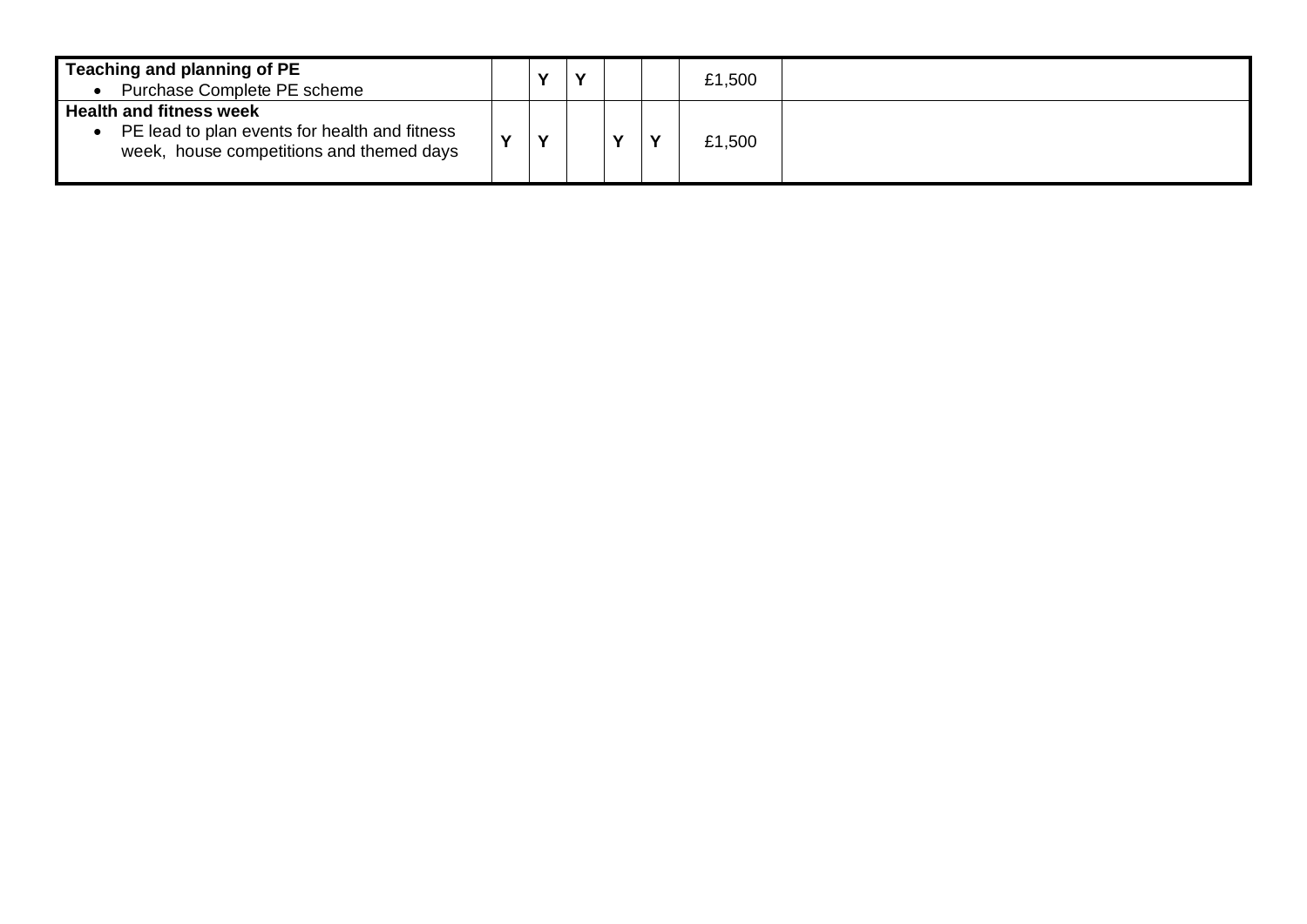| | | | | | | | |
|---|---|---|---|---|---|---|---|
| **Teaching and planning of PE**<br>• Purchase Complete PE scheme | | Y | Y | | | £1,500 | |
| **Health and fitness week**<br>• PE lead to plan events for health and fitness week, house competitions and themed days | Y | Y | | Y | Y | £1,500 | |